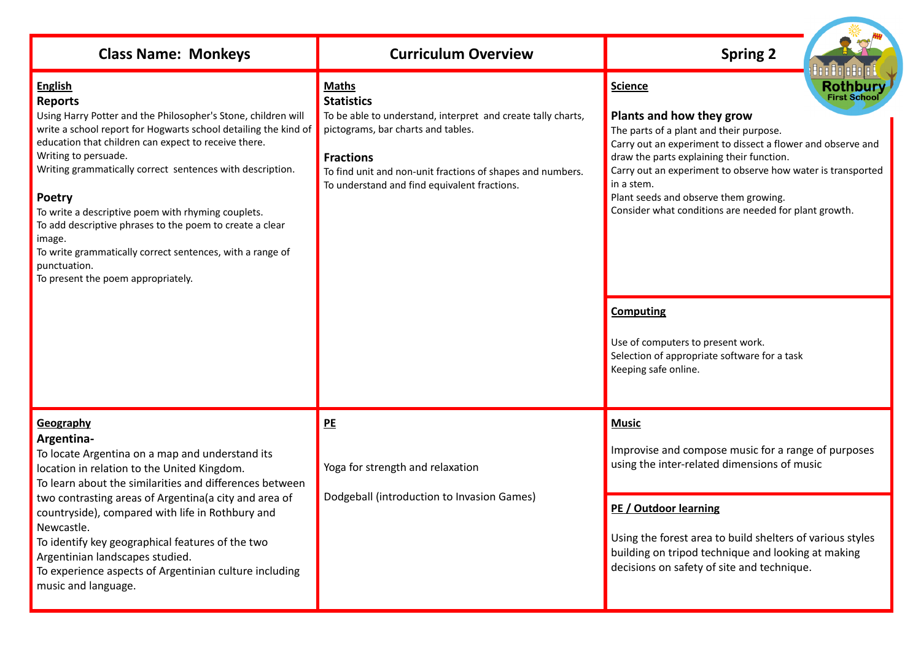| Class Name: Monkeys | Curriculum Overview | Spring 2 |
| --- | --- | --- |

## English

### Reports

Using Harry Potter and the Philosopher's Stone, children will write a school report for Hogwarts school detailing the kind of education that children can expect to receive there.
Writing to persuade.
Writing grammatically correct sentences with description.

### Poetry

To write a descriptive poem with rhyming couplets.
To add descriptive phrases to the poem to create a clear image.
To write grammatically correct sentences, with a range of punctuation.
To present the poem appropriately.

## Maths

### Statistics

To be able to understand, interpret and create tally charts, pictograms, bar charts and tables.

### Fractions

To find unit and non-unit fractions of shapes and numbers.
To understand and find equivalent fractions.

## Science

### Plants and how they grow

The parts of a plant and their purpose.
Carry out an experiment to dissect a flower and observe and draw the parts explaining their function.
Carry out an experiment to observe how water is transported in a stem.
Plant seeds and observe them growing.
Consider what conditions are needed for plant growth.

## Computing

Use of computers to present work.
Selection of appropriate software for a task
Keeping safe online.

## Geography

### Argentina-

To locate Argentina on a map and understand its location in relation to the United Kingdom.
To learn about the similarities and differences between two contrasting areas of Argentina(a city and area of countryside), compared with life in Rothbury and Newcastle.
To identify key geographical features of the two Argentinian landscapes studied.
To experience aspects of Argentinian culture including music and language.

## PE

Yoga for strength and relaxation

Dodgeball (introduction to Invasion Games)

## Music

Improvise and compose music for a range of purposes using the inter-related dimensions of music

## PE / Outdoor learning

Using the forest area to build shelters of various styles building on tripod technique and looking at making decisions on safety of site and technique.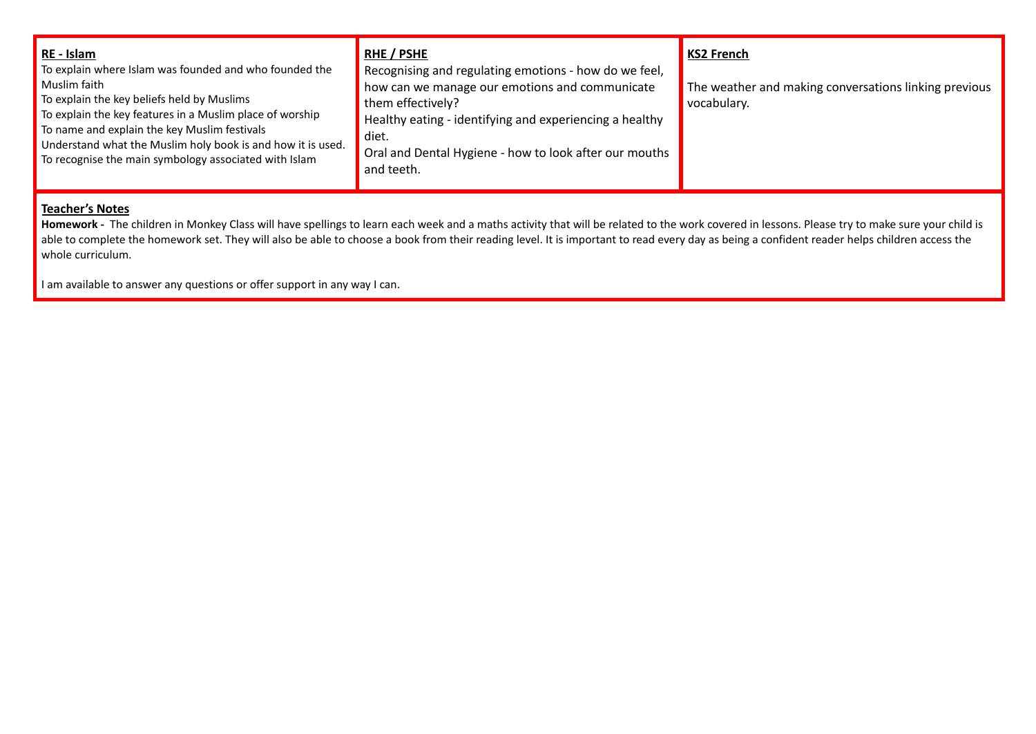| RE - Islam | RHE / PSHE | KS2 French |
|---|---|---|
| To explain where Islam was founded and who founded the Muslim faith<br>To explain the key beliefs held by Muslims<br>To explain the key features in a Muslim place of worship<br>To name and explain the key Muslim festivals<br>Understand what the Muslim holy book is and how it is used.<br>To recognise the main symbology associated with Islam | Recognising and regulating emotions - how do we feel, how can we manage our emotions and communicate them effectively?<br>Healthy eating - identifying and experiencing a healthy diet.<br>Oral and Dental Hygiene - how to look after our mouths and teeth. | The weather and making conversations linking previous vocabulary. |

**Teacher's Notes**

**Homework -** The children in Monkey Class will have spellings to learn each week and a maths activity that will be related to the work covered in lessons. Please try to make sure your child is able to complete the homework set. They will also be able to choose a book from their reading level. It is important to read every day as being a confident reader helps children access the whole curriculum.

I am available to answer any questions or offer support in any way I can.